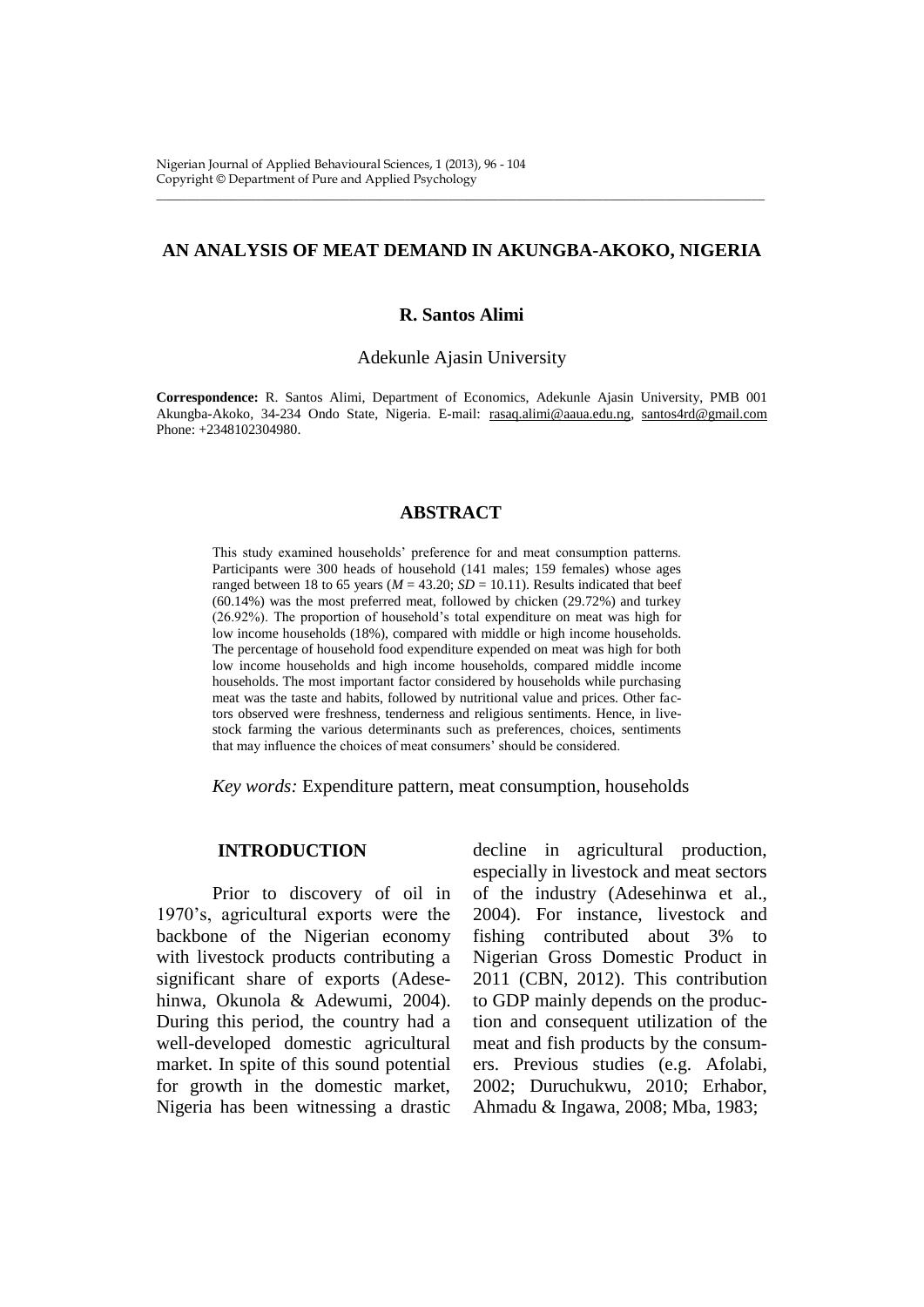# AN ANALYSIS OF MEAT DEMAND IN AKUNGBA-AKOKO, NIGERIA

**R. Santos Alimi**

Adekunle Ajasin University

**Correspondence:** R. Santos Alimi, Department of Economics, Adekunle Ajasin University, PMB 001 Akungba-Akoko, 34-234 Ondo State, Nigeria. E-mail: rasaq.alimi@aaua.edu.ng, santos4rd@gmail.com Phone: +2348102304980.

## ABSTRACT

This study examined households' preference for and meat consumption patterns. Participants were 300 heads of household (141 males; 159 females) whose ages ranged between 18 to 65 years ($M$ = 43.20; $SD$ = 10.11). Results indicated that beef (60.14%) was the most preferred meat, followed by chicken (29.72%) and turkey (26.92%). The proportion of household's total expenditure on meat was high for low income households (18%), compared with middle or high income households. The percentage of household food expenditure expended on meat was high for both low income households and high income households, compared middle income households. The most important factor considered by households while purchasing meat was the taste and habits, followed by nutritional value and prices. Other factors observed were freshness, tenderness and religious sentiments. Hence, in livestock farming the various determinants such as preferences, choices, sentiments that may influence the choices of meat consumers' should be considered.

*Key words:* Expenditure pattern, meat consumption, households

## INTRODUCTION

Prior to discovery of oil in 1970's, agricultural exports were the backbone of the Nigerian economy with livestock products contributing a significant share of exports (Adesehinwa, Okunola & Adewumi, 2004). During this period, the country had a well-developed domestic agricultural market. In spite of this sound potential for growth in the domestic market, Nigeria has been witnessing a drastic decline in agricultural production, especially in livestock and meat sectors of the industry (Adesehinwa et al., 2004). For instance, livestock and fishing contributed about 3% to Nigerian Gross Domestic Product in 2011 (CBN, 2012). This contribution to GDP mainly depends on the production and consequent utilization of the meat and fish products by the consumers. Previous studies (e.g. Afolabi, 2002; Duruchukwu, 2010; Erhabor, Ahmadu & Ingawa, 2008; Mba, 1983;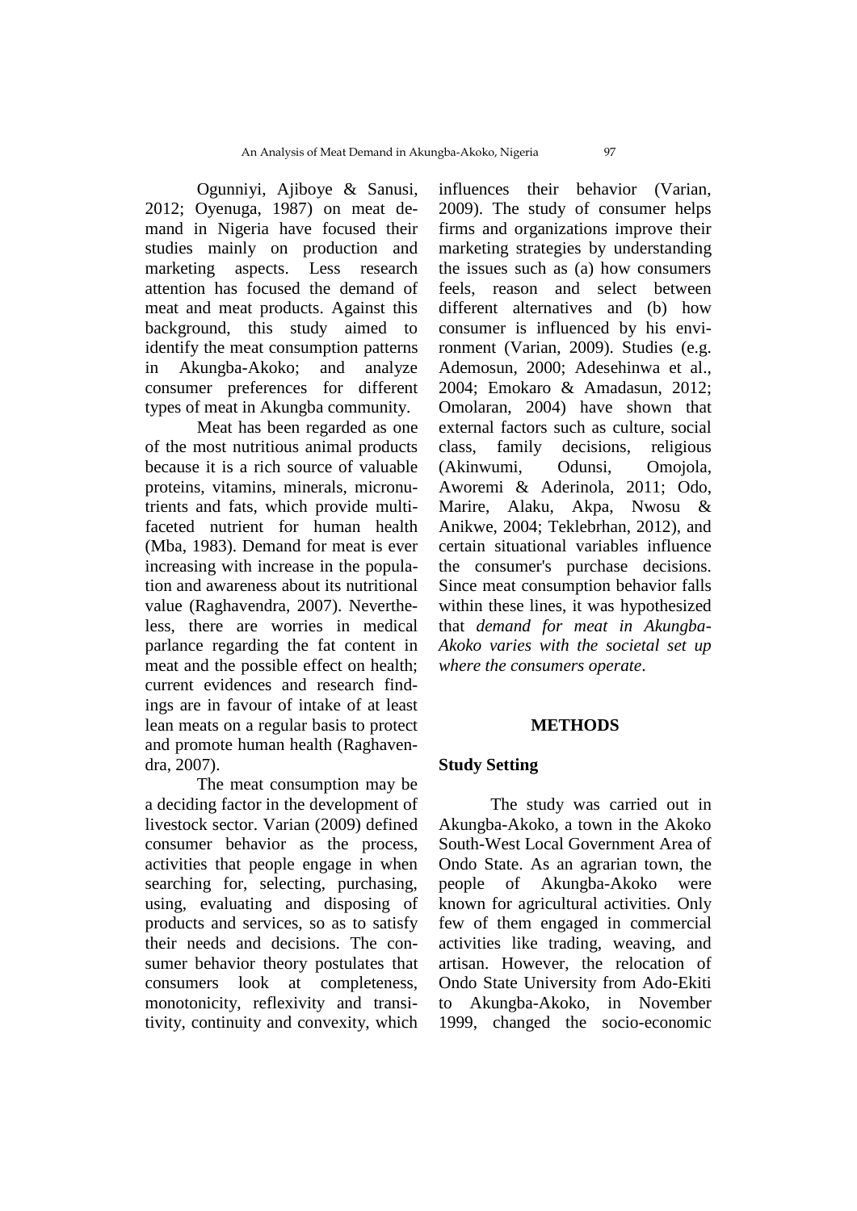Ogunniyi, Ajiboye & Sanusi, 2012; Oyenuga, 1987) on meat demand in Nigeria have focused their studies mainly on production and marketing aspects. Less research attention has focused the demand of meat and meat products. Against this background, this study aimed to identify the meat consumption patterns in Akungba-Akoko; and analyze consumer preferences for different types of meat in Akungba community.

Meat has been regarded as one of the most nutritious animal products because it is a rich source of valuable proteins, vitamins, minerals, micronutrients and fats, which provide multifaceted nutrient for human health (Mba, 1983). Demand for meat is ever increasing with increase in the population and awareness about its nutritional value (Raghavendra, 2007). Nevertheless, there are worries in medical parlance regarding the fat content in meat and the possible effect on health; current evidences and research findings are in favour of intake of at least lean meats on a regular basis to protect and promote human health (Raghavendra, 2007).

The meat consumption may be a deciding factor in the development of livestock sector. Varian (2009) defined consumer behavior as the process, activities that people engage in when searching for, selecting, purchasing, using, evaluating and disposing of products and services, so as to satisfy their needs and decisions. The consumer behavior theory postulates that consumers look at completeness, monotonicity, reflexivity and transitivity, continuity and convexity, which influences their behavior (Varian, 2009). The study of consumer helps firms and organizations improve their marketing strategies by understanding the issues such as (a) how consumers feels, reason and select between different alternatives and (b) how consumer is influenced by his environment (Varian, 2009). Studies (e.g. Ademosun, 2000; Adesehinwa et al., 2004; Emokaro & Amadasun, 2012; Omolaran, 2004) have shown that external factors such as culture, social class, family decisions, religious (Akinwumi, Odunsi, Omojola, Aworemi & Aderinola, 2011; Odo, Marire, Alaku, Akpa, Nwosu & Anikwe, 2004; Teklebrhan, 2012), and certain situational variables influence the consumer's purchase decisions. Since meat consumption behavior falls within these lines, it was hypothesized that *demand for meat in Akungba-Akoko varies with the societal set up where the consumers operate*.

## METHODS

### Study Setting

The study was carried out in Akungba-Akoko, a town in the Akoko South-West Local Government Area of Ondo State. As an agrarian town, the people of Akungba-Akoko were known for agricultural activities. Only few of them engaged in commercial activities like trading, weaving, and artisan. However, the relocation of Ondo State University from Ado-Ekiti to Akungba-Akoko, in November 1999, changed the socio-economic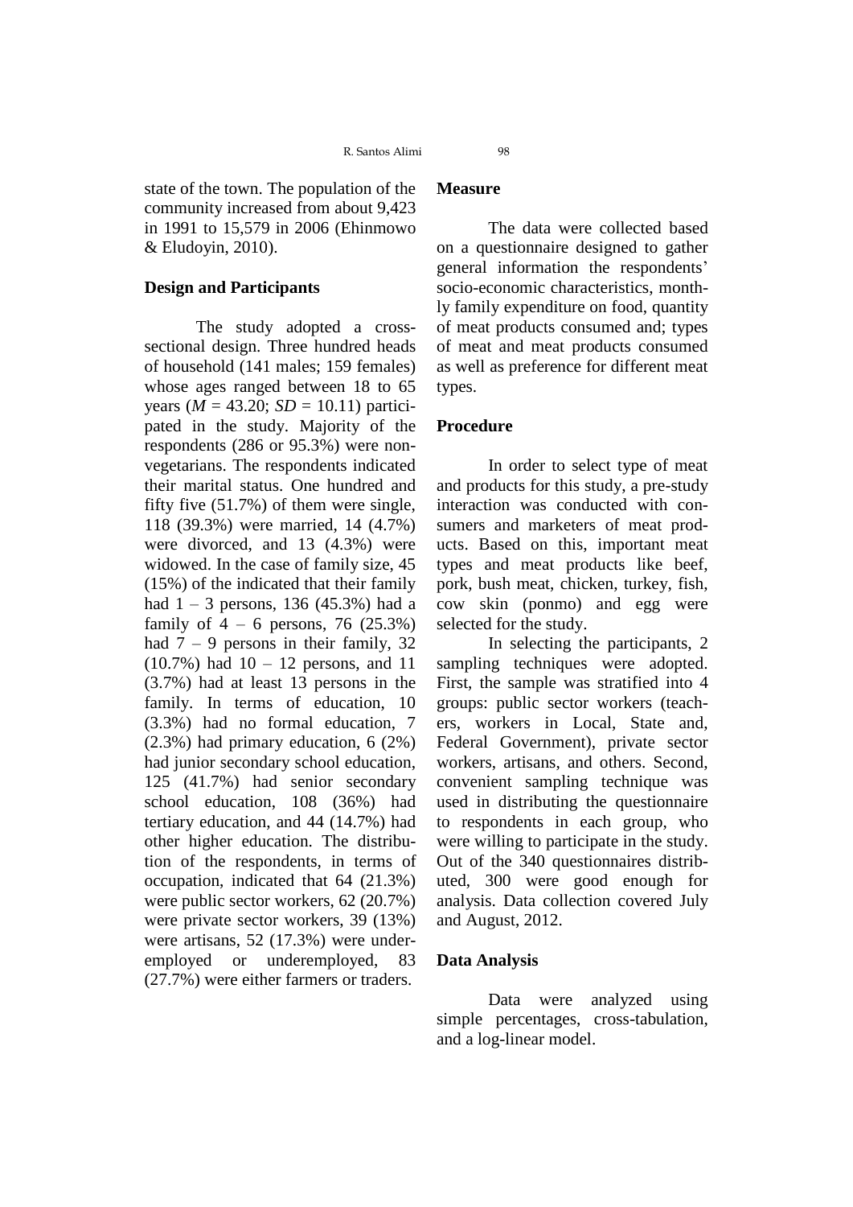state of the town. The population of the community increased from about 9,423 in 1991 to 15,579 in 2006 (Ehinmowo & Eludoyin, 2010).

### Design and Participants

The study adopted a cross-sectional design. Three hundred heads of household (141 males; 159 females) whose ages ranged between 18 to 65 years ($M$ = 43.20; $SD$ = 10.11) participated in the study. Majority of the respondents (286 or 95.3%) were non-vegetarians. The respondents indicated their marital status. One hundred and fifty five (51.7%) of them were single, 118 (39.3%) were married, 14 (4.7%) were divorced, and 13 (4.3%) were widowed. In the case of family size, 45 (15%) of the indicated that their family had 1 – 3 persons, 136 (45.3%) had a family of 4 – 6 persons, 76 (25.3%) had 7 – 9 persons in their family, 32 (10.7%) had 10 – 12 persons, and 11 (3.7%) had at least 13 persons in the family. In terms of education, 10 (3.3%) had no formal education, 7 (2.3%) had primary education, 6 (2%) had junior secondary school education, 125 (41.7%) had senior secondary school education, 108 (36%) had tertiary education, and 44 (14.7%) had other higher education. The distribution of the respondents, in terms of occupation, indicated that 64 (21.3%) were public sector workers, 62 (20.7%) were private sector workers, 39 (13%) were artisans, 52 (17.3%) were under-employed or underemployed, 83 (27.7%) were either farmers or traders.

### Measure

The data were collected based on a questionnaire designed to gather general information the respondents' socio-economic characteristics, monthly family expenditure on food, quantity of meat products consumed and; types of meat and meat products consumed as well as preference for different meat types.

### Procedure

In order to select type of meat and products for this study, a pre-study interaction was conducted with consumers and marketers of meat products. Based on this, important meat types and meat products like beef, pork, bush meat, chicken, turkey, fish, cow skin (ponmo) and egg were selected for the study.

In selecting the participants, 2 sampling techniques were adopted. First, the sample was stratified into 4 groups: public sector workers (teachers, workers in Local, State and, Federal Government), private sector workers, artisans, and others. Second, convenient sampling technique was used in distributing the questionnaire to respondents in each group, who were willing to participate in the study. Out of the 340 questionnaires distributed, 300 were good enough for analysis. Data collection covered July and August, 2012.

### Data Analysis

Data were analyzed using simple percentages, cross-tabulation, and a log-linear model.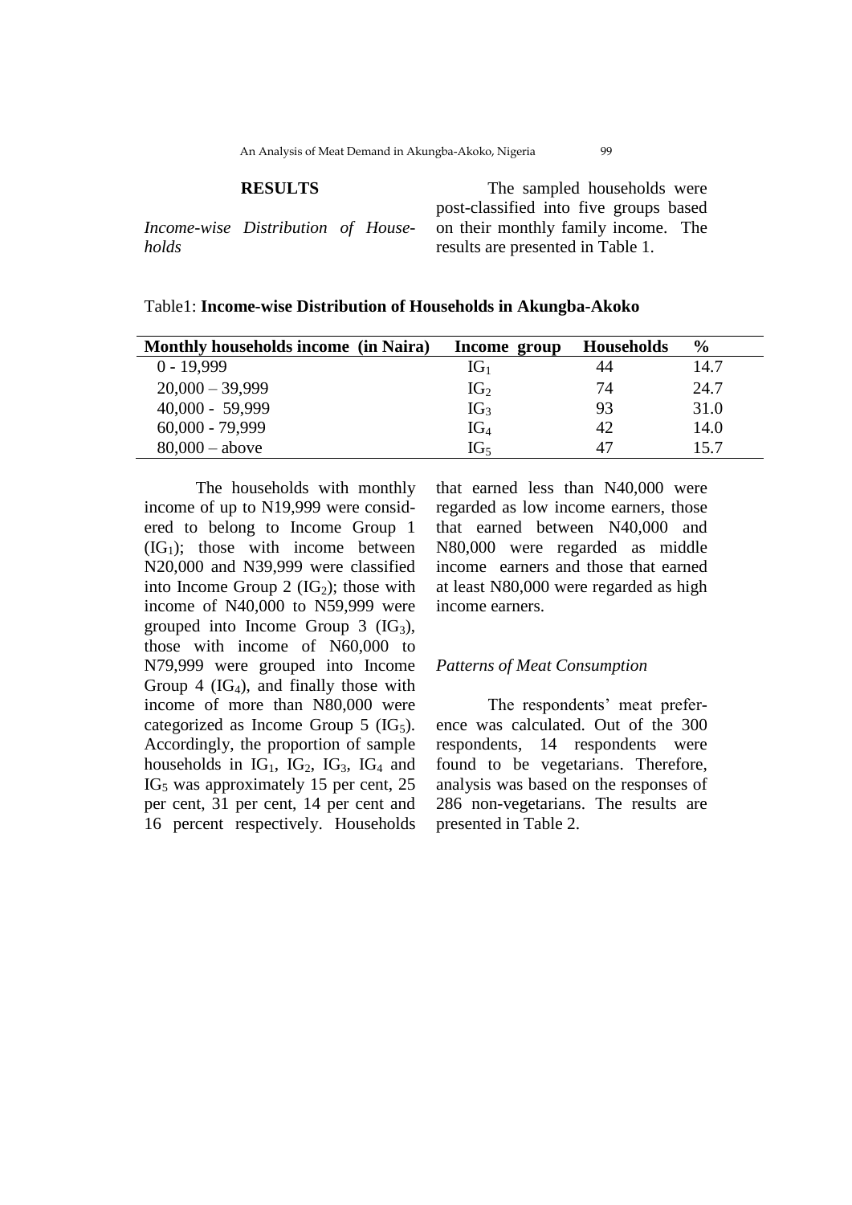## RESULTS

*Income-wise Distribution of Households*

The sampled households were post-classified into five groups based on their monthly family income. The results are presented in Table 1.

Table1: **Income-wise Distribution of Households in Akungba-Akoko**

| Monthly households income (in Naira) | Income group | Households | % |
|---|---|---|---|
| 0 - 19,999 | $IG_1$ | 44 | 14.7 |
| 20,000 – 39,999 | $IG_2$ | 74 | 24.7 |
| 40,000 - 59,999 | $IG_3$ | 93 | 31.0 |
| 60,000 - 79,999 | $IG_4$ | 42 | 14.0 |
| 80,000 – above | $IG_5$ | 47 | 15.7 |

The households with monthly income of up to N19,999 were considered to belong to Income Group 1 ($IG_1$); those with income between N20,000 and N39,999 were classified into Income Group 2 ($IG_2$); those with income of N40,000 to N59,999 were grouped into Income Group 3 ($IG_3$), those with income of N60,000 to N79,999 were grouped into Income Group 4 ($IG_4$), and finally those with income of more than N80,000 were categorized as Income Group 5 ($IG_5$). Accordingly, the proportion of sample households in $IG_1$, $IG_2$, $IG_3$, $IG_4$ and $IG_5$ was approximately 15 per cent, 25 per cent, 31 per cent, 14 per cent and 16 percent respectively. Households that earned less than N40,000 were regarded as low income earners, those that earned between N40,000 and N80,000 were regarded as middle income earners and those that earned at least N80,000 were regarded as high income earners.

*Patterns of Meat Consumption*

The respondents' meat preference was calculated. Out of the 300 respondents, 14 respondents were found to be vegetarians. Therefore, analysis was based on the responses of 286 non-vegetarians. The results are presented in Table 2.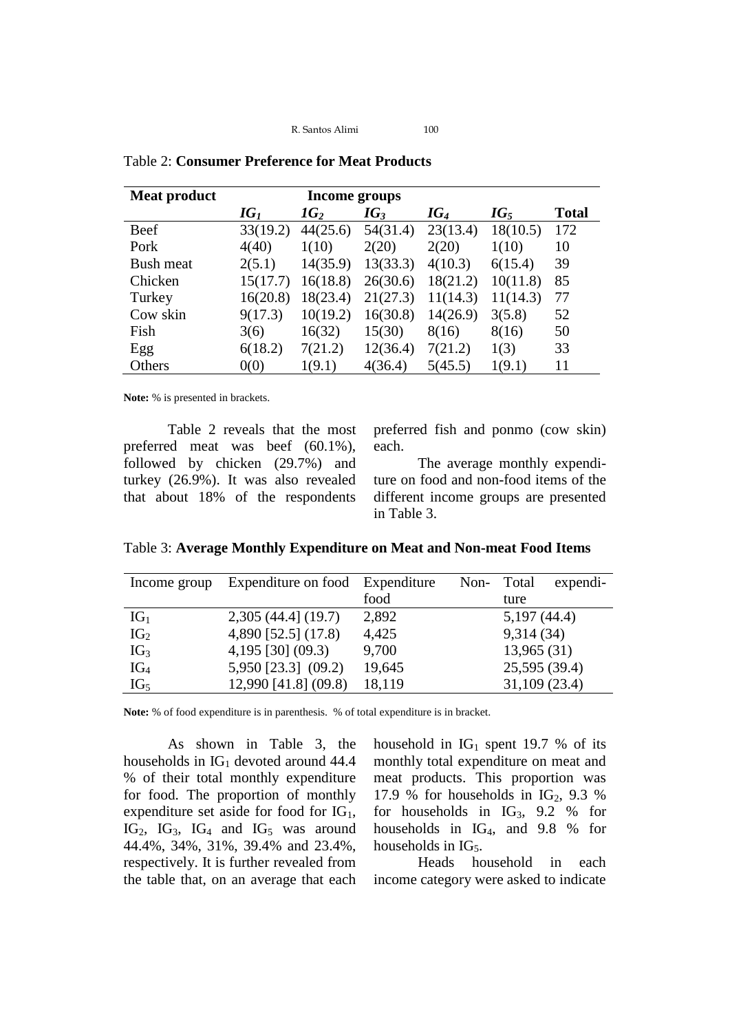Table 2: **Consumer Preference for Meat Products**

| **Meat product** | **Income groups** | | | | | |
|---|---|---|---|---|---|---|
| | ***IG*$_1$** | ***IG*$_2$** | ***IG*$_3$** | ***IG*$_4$** | ***IG*$_5$** | **Total** |
| Beef | 33(19.2) | 44(25.6) | 54(31.4) | 23(13.4) | 18(10.5) | 172 |
| Pork | 4(40) | 1(10) | 2(20) | 2(20) | 1(10) | 10 |
| Bush meat | 2(5.1) | 14(35.9) | 13(33.3) | 4(10.3) | 6(15.4) | 39 |
| Chicken | 15(17.7) | 16(18.8) | 26(30.6) | 18(21.2) | 10(11.8) | 85 |
| Turkey | 16(20.8) | 18(23.4) | 21(27.3) | 11(14.3) | 11(14.3) | 77 |
| Cow skin | 9(17.3) | 10(19.2) | 16(30.8) | 14(26.9) | 3(5.8) | 52 |
| Fish | 3(6) | 16(32) | 15(30) | 8(16) | 8(16) | 50 |
| Egg | 6(18.2) | 7(21.2) | 12(36.4) | 7(21.2) | 1(3) | 33 |
| Others | 0(0) | 1(9.1) | 4(36.4) | 5(45.5) | 1(9.1) | 11 |

**Note:** % is presented in brackets.

Table 2 reveals that the most preferred meat was beef (60.1%), followed by chicken (29.7%) and turkey (26.9%). It was also revealed that about 18% of the respondents preferred fish and ponmo (cow skin) each.

The average monthly expenditure on food and non-food items of the different income groups are presented in Table 3.

Table 3: **Average Monthly Expenditure on Meat and Non-meat Food Items**

| Income group | Expenditure on food | Expenditure Non-food | Total expenditure |
|---|---|---|---|
| $IG_1$ | 2,305 (44.4] (19.7) | 2,892 | 5,197 (44.4) |
| $IG_2$ | 4,890 [52.5] (17.8) | 4,425 | 9,314 (34) |
| $IG_3$ | 4,195 [30] (09.3) | 9,700 | 13,965 (31) |
| $IG_4$ | 5,950 [23.3] (09.2) | 19,645 | 25,595 (39.4) |
| $IG_5$ | 12,990 [41.8] (09.8) | 18,119 | 31,109 (23.4) |

**Note:** % of food expenditure is in parenthesis. % of total expenditure is in bracket.

As shown in Table 3, the households in $IG_1$ devoted around 44.4 % of their total monthly expenditure for food. The proportion of monthly expenditure set aside for food for $IG_1$, $IG_2$, $IG_3$, $IG_4$ and $IG_5$ was around 44.4%, 34%, 31%, 39.4% and 23.4%, respectively. It is further revealed from the table that, on an average that each household in $IG_1$ spent 19.7 % of its monthly total expenditure on meat and meat products. This proportion was 17.9 % for households in $IG_2$, 9.3 % for households in $IG_3$, 9.2 % for households in $IG_4$, and 9.8 % for households in $IG_5$.

Heads household in each income category were asked to indicate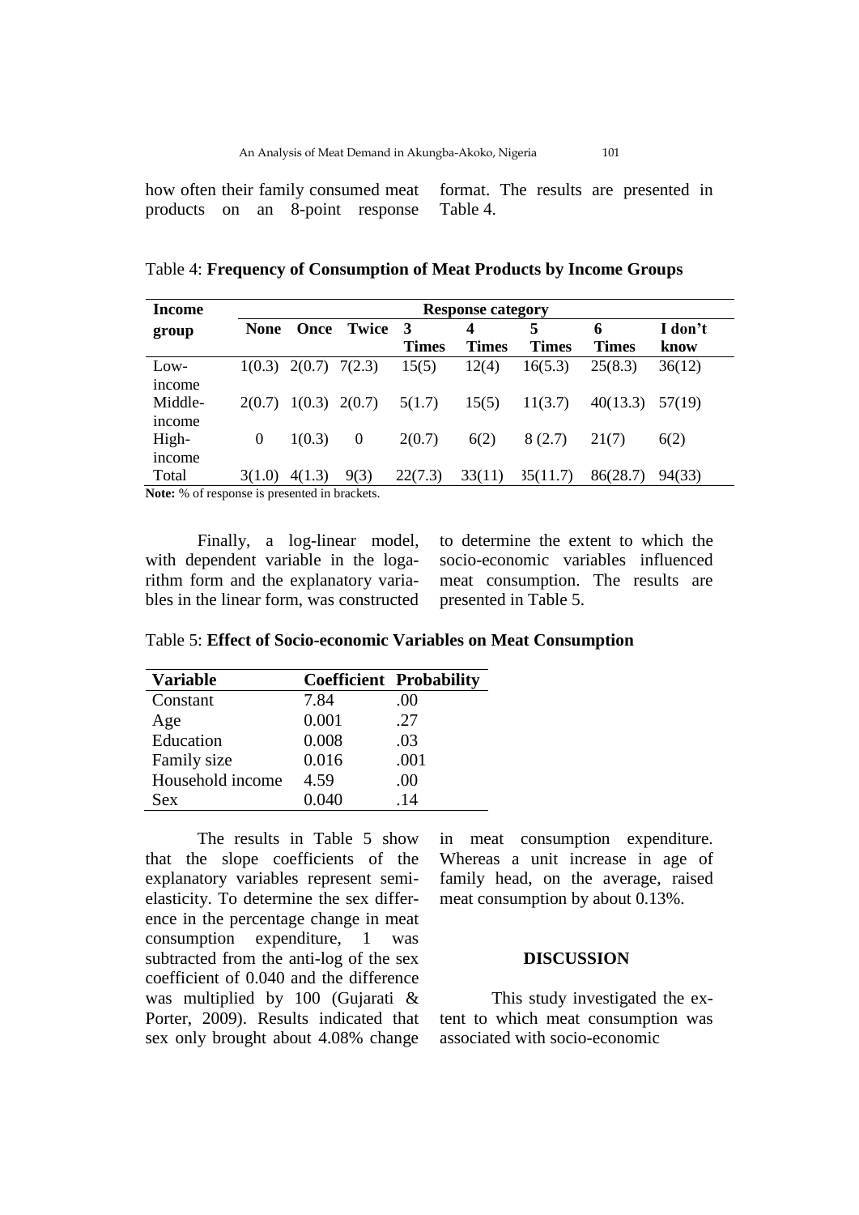how often their family consumed meat products on an 8-point response format. The results are presented in Table 4.

Table 4: **Frequency of Consumption of Meat Products by Income Groups**

| Income group | Response category | | | | | | | |
|---|---|---|---|---|---|---|---|---|
| | **None** | **Once** | **Twice** | **3 Times** | **4 Times** | **5 Times** | **6 Times** | **I don't know** |
| Low-income | 1(0.3) | 2(0.7) | 7(2.3) | 15(5) | 12(4) | 16(5.3) | 25(8.3) | 36(12) |
| Middle-income | 2(0.7) | 1(0.3) | 2(0.7) | 5(1.7) | 15(5) | 11(3.7) | 40(13.3) | 57(19) |
| High-income | 0 | 1(0.3) | 0 | 2(0.7) | 6(2) | 8 (2.7) | 21(7) | 6(2) |
| Total | 3(1.0) | 4(1.3) | 9(3) | 22(7.3) | 33(11) | 35(11.7) | 86(28.7) | 94(33) |

**Note:** % of response is presented in brackets.

Finally, a log-linear model, with dependent variable in the logarithm form and the explanatory variables in the linear form, was constructed to determine the extent to which the socio-economic variables influenced meat consumption. The results are presented in Table 5.

Table 5: **Effect of Socio-economic Variables on Meat Consumption**

| Variable | Coefficient | Probability |
|---|---|---|
| Constant | 7.84 | .00 |
| Age | 0.001 | .27 |
| Education | 0.008 | .03 |
| Family size | 0.016 | .001 |
| Household income | 4.59 | .00 |
| Sex | 0.040 | .14 |

The results in Table 5 show that the slope coefficients of the explanatory variables represent semi-elasticity. To determine the sex difference in the percentage change in meat consumption expenditure, 1 was subtracted from the anti-log of the sex coefficient of 0.040 and the difference was multiplied by 100 (Gujarati & Porter, 2009). Results indicated that sex only brought about 4.08% change in meat consumption expenditure. Whereas a unit increase in age of family head, on the average, raised meat consumption by about 0.13%.

## DISCUSSION

This study investigated the extent to which meat consumption was associated with socio-economic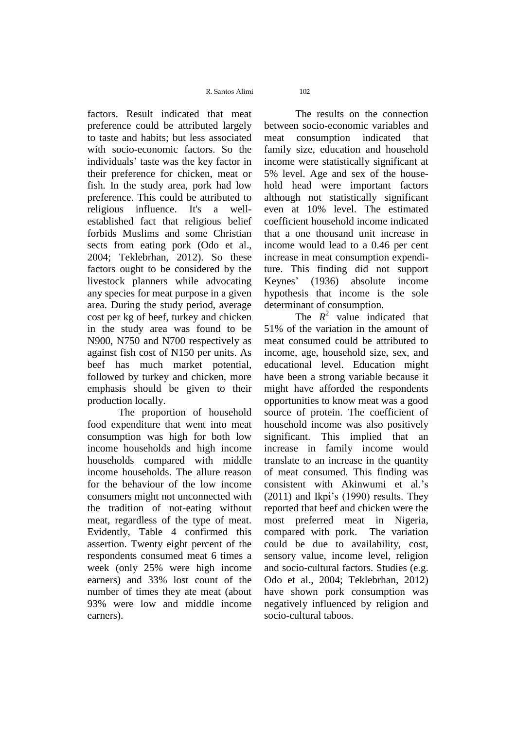factors. Result indicated that meat preference could be attributed largely to taste and habits; but less associated with socio-economic factors. So the individuals' taste was the key factor in their preference for chicken, meat or fish. In the study area, pork had low preference. This could be attributed to religious influence. It's a well-established fact that religious belief forbids Muslims and some Christian sects from eating pork (Odo et al., 2004; Teklebrhan, 2012). So these factors ought to be considered by the livestock planners while advocating any species for meat purpose in a given area. During the study period, average cost per kg of beef, turkey and chicken in the study area was found to be N900, N750 and N700 respectively as against fish cost of N150 per units. As beef has much market potential, followed by turkey and chicken, more emphasis should be given to their production locally.

The proportion of household food expenditure that went into meat consumption was high for both low income households and high income households compared with middle income households. The allure reason for the behaviour of the low income consumers might not unconnected with the tradition of not-eating without meat, regardless of the type of meat. Evidently, Table 4 confirmed this assertion. Twenty eight percent of the respondents consumed meat 6 times a week (only 25% were high income earners) and 33% lost count of the number of times they ate meat (about 93% were low and middle income earners).

The results on the connection between socio-economic variables and meat consumption indicated that family size, education and household income were statistically significant at 5% level. Age and sex of the household head were important factors although not statistically significant even at 10% level. The estimated coefficient household income indicated that a one thousand unit increase in income would lead to a 0.46 per cent increase in meat consumption expenditure. This finding did not support Keynes' (1936) absolute income hypothesis that income is the sole determinant of consumption.

The $R^2$ value indicated that 51% of the variation in the amount of meat consumed could be attributed to income, age, household size, sex, and educational level. Education might have been a strong variable because it might have afforded the respondents opportunities to know meat was a good source of protein. The coefficient of household income was also positively significant. This implied that an increase in family income would translate to an increase in the quantity of meat consumed. This finding was consistent with Akinwumi et al.'s (2011) and Ikpi's (1990) results. They reported that beef and chicken were the most preferred meat in Nigeria, compared with pork. The variation could be due to availability, cost, sensory value, income level, religion and socio-cultural factors. Studies (e.g. Odo et al., 2004; Teklebrhan, 2012) have shown pork consumption was negatively influenced by religion and socio-cultural taboos.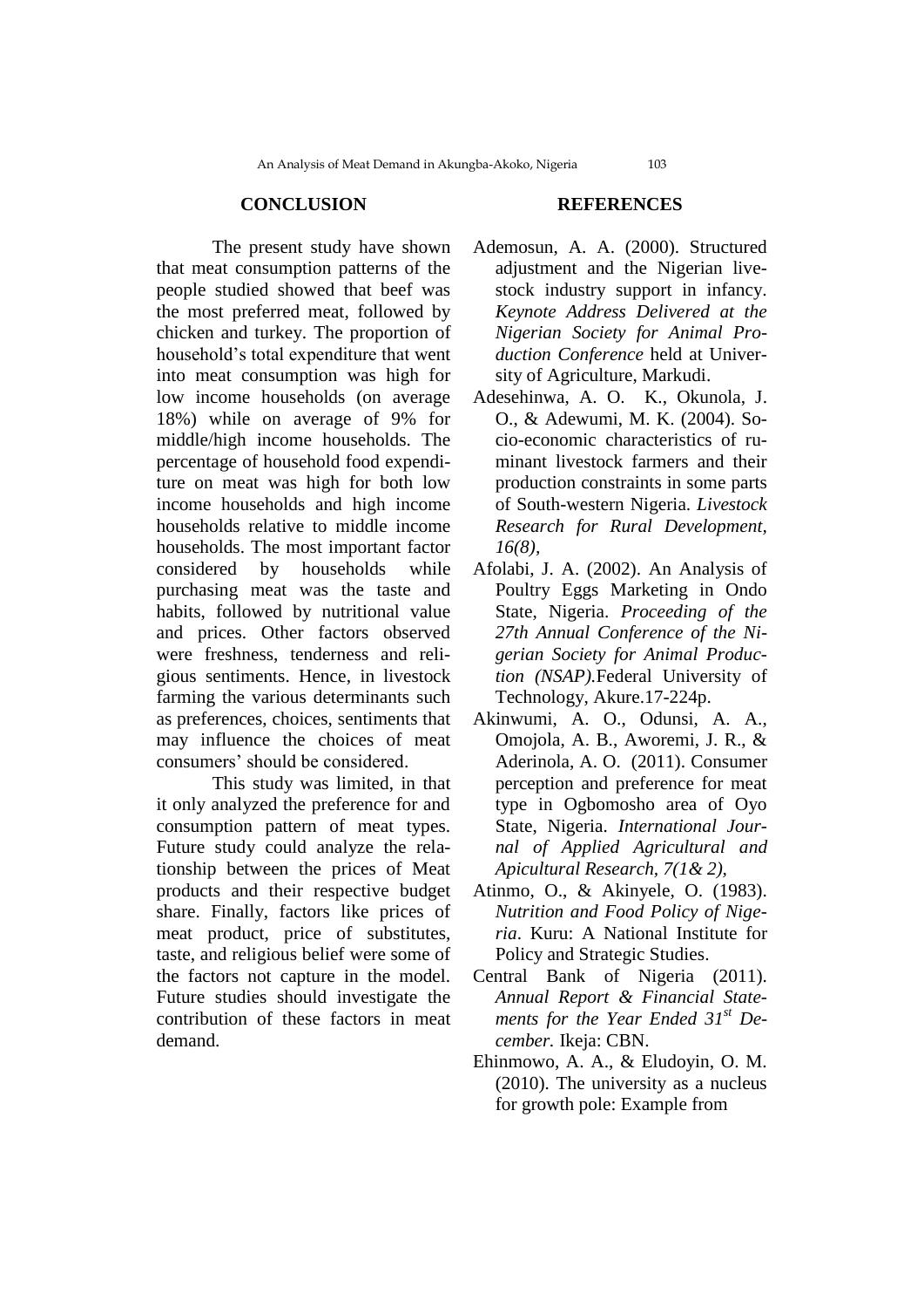## CONCLUSION

The present study have shown that meat consumption patterns of the people studied showed that beef was the most preferred meat, followed by chicken and turkey. The proportion of household's total expenditure that went into meat consumption was high for low income households (on average 18%) while on average of 9% for middle/high income households. The percentage of household food expenditure on meat was high for both low income households and high income households relative to middle income households. The most important factor considered by households while purchasing meat was the taste and habits, followed by nutritional value and prices. Other factors observed were freshness, tenderness and religious sentiments. Hence, in livestock farming the various determinants such as preferences, choices, sentiments that may influence the choices of meat consumers' should be considered.

This study was limited, in that it only analyzed the preference for and consumption pattern of meat types. Future study could analyze the relationship between the prices of Meat products and their respective budget share. Finally, factors like prices of meat product, price of substitutes, taste, and religious belief were some of the factors not capture in the model. Future studies should investigate the contribution of these factors in meat demand.

## REFERENCES

Ademosun, A. A. (2000). Structured adjustment and the Nigerian livestock industry support in infancy. *Keynote Address Delivered at the Nigerian Society for Animal Production Conference* held at University of Agriculture, Markudi.

Adesehinwa, A. O. K., Okunola, J. O., & Adewumi, M. K. (2004). Socio-economic characteristics of ruminant livestock farmers and their production constraints in some parts of South-western Nigeria. *Livestock Research for Rural Development, 16(8),*

Afolabi, J. A. (2002). An Analysis of Poultry Eggs Marketing in Ondo State, Nigeria. *Proceeding of the 27th Annual Conference of the Nigerian Society for Animal Production (NSAP).*Federal University of Technology, Akure.17-224p.

Akinwumi, A. O., Odunsi, A. A., Omojola, A. B., Aworemi, J. R., & Aderinola, A. O. (2011). Consumer perception and preference for meat type in Ogbomosho area of Oyo State, Nigeria. *International Journal of Applied Agricultural and Apicultural Research, 7(1& 2),*

Atinmo, O., & Akinyele, O. (1983). *Nutrition and Food Policy of Nigeria*. Kuru: A National Institute for Policy and Strategic Studies.

Central Bank of Nigeria (2011). *Annual Report & Financial Statements for the Year Ended 31st December.* Ikeja: CBN.

Ehinmowo, A. A., & Eludoyin, O. M. (2010). The university as a nucleus for growth pole: Example from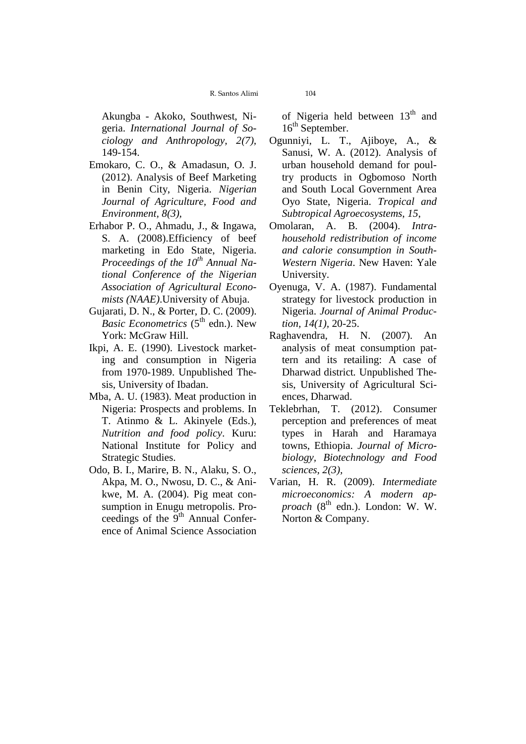Akungba - Akoko, Southwest, Nigeria. *International Journal of Sociology and Anthropology, 2(7)*, 149-154.

Emokaro, C. O., & Amadasun, O. J. (2012). Analysis of Beef Marketing in Benin City, Nigeria. *Nigerian Journal of Agriculture, Food and Environment, 8(3)*,

Erhabor P. O., Ahmadu, J., & Ingawa, S. A. (2008).Efficiency of beef marketing in Edo State, Nigeria. *Proceedings of the 10th Annual National Conference of the Nigerian Association of Agricultural Economists (NAAE)*.University of Abuja.

Gujarati, D. N., & Porter, D. C. (2009). *Basic Econometrics* (5th edn.). New York: McGraw Hill.

Ikpi, A. E. (1990). Livestock marketing and consumption in Nigeria from 1970-1989. Unpublished Thesis, University of Ibadan.

Mba, A. U. (1983). Meat production in Nigeria: Prospects and problems. In T. Atinmo & L. Akinyele (Eds.), *Nutrition and food policy*. Kuru: National Institute for Policy and Strategic Studies.

Odo, B. I., Marire, B. N., Alaku, S. O., Akpa, M. O., Nwosu, D. C., & Anikwe, M. A. (2004). Pig meat consumption in Enugu metropolis. Proceedings of the 9th Annual Conference of Animal Science Association of Nigeria held between 13th and 16th September.

Ogunniyi, L. T., Ajiboye, A., & Sanusi, W. A. (2012). Analysis of urban household demand for poultry products in Ogbomoso North and South Local Government Area Oyo State, Nigeria. *Tropical and Subtropical Agroecosystems, 15*,

Omolaran, A. B. (2004). *Intra-household redistribution of income and calorie consumption in South-Western Nigeria*. New Haven: Yale University.

Oyenuga, V. A. (1987). Fundamental strategy for livestock production in Nigeria. *Journal of Animal Production, 14(1)*, 20-25.

Raghavendra, H. N. (2007). An analysis of meat consumption pattern and its retailing: A case of Dharwad district. Unpublished Thesis, University of Agricultural Sciences, Dharwad.

Teklebrhan, T. (2012). Consumer perception and preferences of meat types in Harah and Haramaya towns, Ethiopia. *Journal of Microbiology, Biotechnology and Food sciences, 2(3)*,

Varian, H. R. (2009). *Intermediate microeconomics: A modern approach* (8th edn.). London: W. W. Norton & Company.